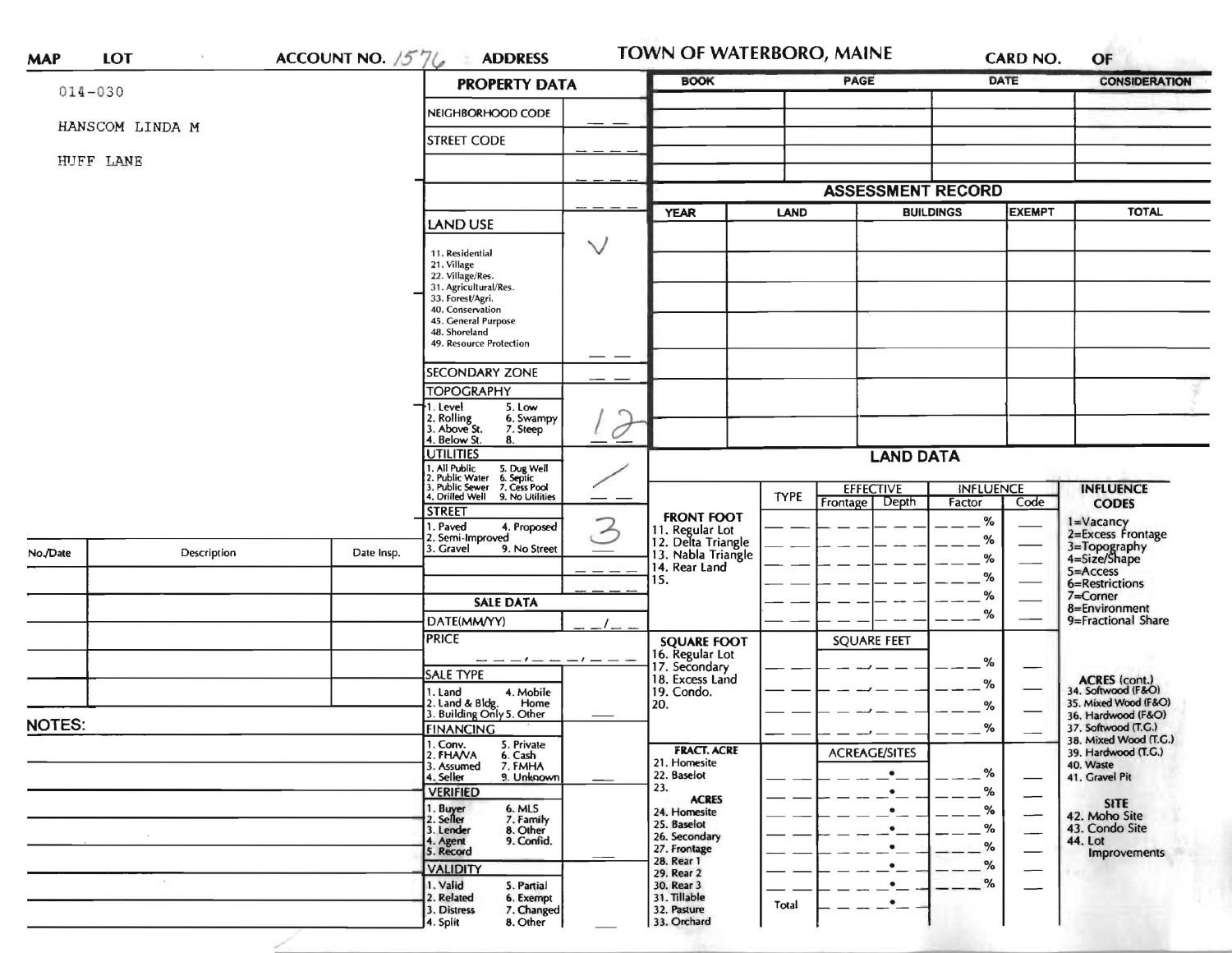MAP LOT ACCOUNT NO. 1576 ADDRESS **TOWN OF WATERBORO, MAINE** CARD NO. OF

014-030

HANSCOM LINDA M

HUFF LANE

## PROPERTY DATA

| | |
|---|---|
| NEIGHBORHOOD CODE | |
| STREET CODE | |
| | |
| | |
| **LAND USE** | ✓ |
| 11. Residential<br>21. Village<br>22. Village/Res.<br>31. Agricultural/Res.<br>33. Forest/Agri.<br>40. Conservation<br>45. General Purpose<br>48. Shoreland<br>49. Resource Protection | |
| SECONDARY ZONE | |
| **TOPOGRAPHY**<br>1. Level 5. Low<br>2. Rolling 6. Swampy<br>3. Above St. 7. Steep<br>4. Below St. 8. | 12 |
| **UTILITIES**<br>1. All Public 5. Dug Well<br>2. Public Water 6. Septic<br>3. Public Sewer 7. Cess Pool<br>4. Drilled Well 9. No Utilities | 1 |
| **STREET**<br>1. Paved 4. Proposed<br>2. Semi-Improved<br>3. Gravel 9. No Street | 3 |

## SALE DATA

| | |
|---|---|
| DATE(MM/YY) | / |
| PRICE | |
| **SALE TYPE**<br>1. Land 4. Mobile Home<br>2. Land & Bldg.<br>3. Building Only 5. Other | |
| **FINANCING**<br>1. Conv. 5. Private<br>2. FHA/VA 6. Cash<br>3. Assumed 7. FMHA<br>4. Seller 9. Unknown | |
| **VERIFIED**<br>1. Buyer 6. MLS<br>2. Seller 7. Family<br>3. Lender 8. Other<br>4. Agent 9. Confid.<br>5. Record | |
| **VALIDITY**<br>1. Valid 5. Partial<br>2. Related 6. Exempt<br>3. Distress 7. Changed<br>4. Split 8. Other | |

| BOOK | PAGE | DATE | CONSIDERATION |
|---|---|---|---|
| | | | |
| | | | |
| | | | |
| | | | |
| | | | |

## ASSESSMENT RECORD

| YEAR | LAND | BUILDINGS | EXEMPT | TOTAL |
|---|---|---|---|---|
| | | | | |
| | | | | |
| | | | | |
| | | | | |
| | | | | |
| | | | | |
| | | | | |

## LAND DATA

| | TYPE | EFFECTIVE Frontage | EFFECTIVE Depth | INFLUENCE Factor | INFLUENCE Code |
|---|---|---|---|---|---|
| **FRONT FOOT**<br>11. Regular Lot<br>12. Delta Triangle<br>13. Nabla Triangle<br>14. Rear Land<br>15. | | | | % | |
| **SQUARE FOOT**<br>16. Regular Lot<br>17. Secondary<br>18. Excess Land<br>19. Condo.<br>20. | | SQUARE FEET | | % | |
| **FRACT. ACRE**<br>21. Homesite<br>22. Baselot<br>23.<br>**ACRES**<br>24. Homesite<br>25. Baselot<br>26. Secondary<br>27. Frontage<br>28. Rear 1<br>29. Rear 2<br>30. Rear 3<br>31. Tillable<br>32. Pasture<br>33. Orchard | Total | ACREAGE/SITES | | % | |

**INFLUENCE CODES**
1=Vacancy
2=Excess Frontage
3=Topography
4=Size/Shape
5=Access
6=Restrictions
7=Corner
8=Environment
9=Fractional Share

**ACRES (cont.)**
34. Softwood (F&O)
35. Mixed Wood (F&O)
36. Hardwood (F&O)
37. Softwood (T.G.)
38. Mixed Wood (T.G.)
39. Hardwood (T.G.)
40. Waste
41. Gravel Pit

**SITE**
42. Moho Site
43. Condo Site
44. Lot Improvements

| No./Date | Description | Date Insp. |
|---|---|---|
| | | |
| | | |
| | | |
| | | |
| | | |
| | | |

**NOTES:**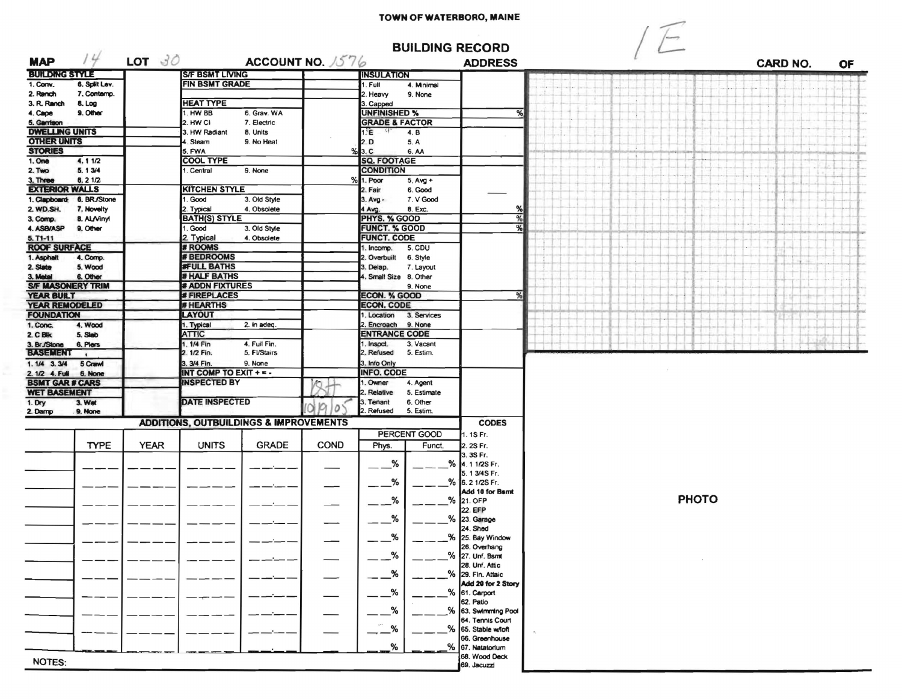# TOWN OF WATERBORO, MAINE

## BUILDING RECORD

1E

MAP 14 LOT 30 ACCOUNT NO. 1576 ADDRESS CARD NO. OF

| | | | | | |
|---|---|---|---|---|---|
| **BUILDING STYLE** | | **S/F BSMT LIVING** | | **INSULATION** | |
| 1. Conv. 6. Split Lev. | | **FIN BSMT GRADE** | | 1. Full 4. Minimal | |
| 2. Ranch 7. Contemp. | | | | 2. Heavy 9. None | |
| 3. R. Ranch 8. Log | | **HEAT TYPE** | | 3. Capped | |
| 4. Cape 9. Other | | 1. HW BB 6. Grav. WA | | **UNFINISHED %** | % |
| 5. Garrison | | 2. HW CI 7. Electric | | **GRADE & FACTOR** | |
| **DWELLING UNITS** | | 3. HW Radiant 8. Units | | 1. E 4. B | |
| **OTHER UNITS** | | 4. Steam 9. No Heat | | 2. D 5. A | |
| **STORIES** | | 5. FWA | % | 3. C 6. AA | |
| 1. One 4. 1 1/2 | | **COOL TYPE** | | **SQ. FOOTAGE** | |
| 2. Two 5. 1 3/4 | | 1. Central 9. None | | **CONDITION** | |
| 3. Three 6. 2 1/2 | | | % | 1. Poor 5. Avg + | |
| **EXTERIOR WALLS** | | **KITCHEN STYLE** | | 2. Fair 6. Good | |
| 1. Clapboard 6. BR./Stone | | 1. Good 3. Old Style | | 3. Avg - 7. V Good | |
| 2. WD.SH. 7. Novelty | | 2. Typical 4. Obsolete | | 4 Avg. 8. Exc. | % |
| 3. Comp. 8. AL/Vinyl | | **BATH(S) STYLE** | | **PHYS. % GOOD** | % |
| 4. ASB/ASP 9. Other | | 1. Good 3. Old Style | | **FUNCT. % GOOD** | % |
| 5. T1-11 | | 2. Typical 4. Obsolete | | **FUNCT. CODE** | |
| **ROOF SURFACE** | | **# ROOMS** | | 1. Incomp. 5. CDU | |
| 1. Asphalt 4. Comp. | | **# BEDROOMS** | | 2. Overbuilt 6. Style | |
| 2. Slate 5. Wood | | **#FULL BATHS** | | 3. Delap. 7. Layout | |
| 3. Metal 6. Other | | **# HALF BATHS** | | 4. Small Size 8. Other | |
| **S/F MASONERY TRIM** | | **# ADDN FIXTURES** | | 9. None | |
| **YEAR BUILT** | | **# FIREPLACES** | | **ECON. % GOOD** | % |
| **YEAR REMODELED** | | **# HEARTHS** | | **ECON. CODE** | |
| **FOUNDATION** | | **LAYOUT** | | 1. Location 3. Services | |
| 1. Conc. 4. Wood | | 1. Typical 2. In adeq. | | 2. Encroach 9. None | |
| 2. C Blk 5. Slab | | **ATTIC** | | **ENTRANCE CODE** | |
| 3. Br./Stone 6. Piers | | 1. 1/4 Fin 4. Full Fin. | | 1. Inspct. 3. Vacant | |
| **BASEMENT** | | 2. 1/2 Fin. 5. Fl/Stairs | | 2. Refused 5. Estim. | |
| 1. 1/4 3. 3/4 5 Crawl | | 3. 3/4 Fin. 9. None | | 3. Info Only | |
| 2. 1/2 4. Full 6. None | | **INT COMP TO EXIT + = -** | | **INFO. CODE** | |
| **BSMT GAR # CARS** | | **INSPECTED BY** | BH | 1. Owner 4. Agent | |
| **WET BASEMENT** | | | | 2. Relative 5. Estimate | |
| 1. Dry 3. Wet | | **DATE INSPECTED** | 10/9/05 | 3. Tenant 6. Other | |
| 2. Damp 9. None | | | | 2. Refused 5. Estim. | |

### ADDITIONS, OUTBUILDINGS & IMPROVEMENTS

| | TYPE | YEAR | UNITS | GRADE | COND | PERCENT GOOD Phys. | Funct. |
|---|---|---|---|---|---|---|---|
| | | | | | | % | % |
| | | | | | | % | % |
| | | | | | | % | % |
| | | | | | | % | % |
| | | | | | | % | % |
| | | | | | | % | % |
| | | | | | | % | % |
| | | | | | | % | % |
| | | | | | | % | % |
| | | | | | | % | % |
| | | | | | | % | % |

NOTES:

**CODES**
1. 1S Fr.
2. 2S Fr.
3. 3S Fr.
4. 1 1/2S Fr.
5. 1 3/4S Fr.
6. 2 1/2S Fr.
Add 10 for Bsmt
21. OFP
22. EFP
23. Garage
24. Shed
25. Bay Window
26. Overhang
27. Unf. Bsmt
28. Unf. Attic
29. Fin. Attaic
Add 20 for 2 Story
61. Carport
62. Patio
63. Swimming Pool
64. Tennis Court
65. Stable w/loft
66. Greenhouse
67. Natatorium
68. Wood Deck
69. Jacuzzi

PHOTO